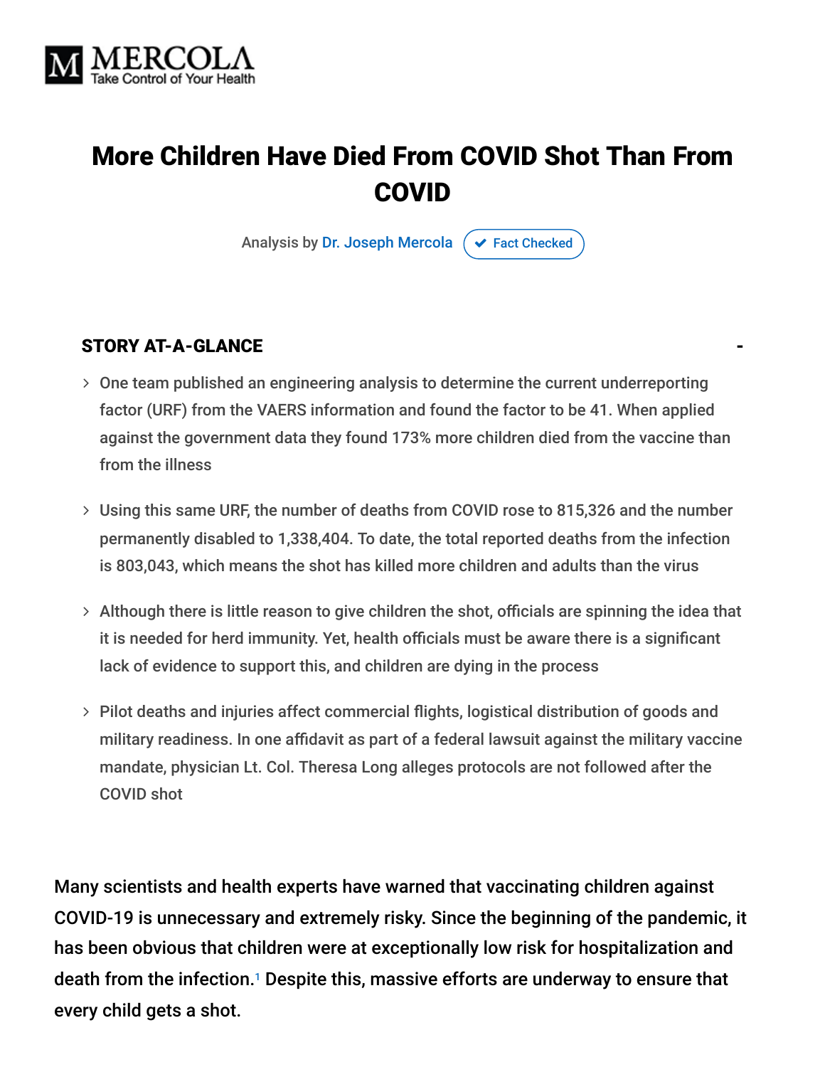MERCOLA
Take Control of Your Health

# More Children Have Died From COVID Shot Than From COVID

Analysis by Dr. Joseph Mercola ✔ Fact Checked

## STORY AT-A-GLANCE

- One team published an engineering analysis to determine the current underreporting factor (URF) from the VAERS information and found the factor to be 41. When applied against the government data they found 173% more children died from the vaccine than from the illness
- Using this same URF, the number of deaths from COVID rose to 815,326 and the number permanently disabled to 1,338,404. To date, the total reported deaths from the infection is 803,043, which means the shot has killed more children and adults than the virus
- Although there is little reason to give children the shot, officials are spinning the idea that it is needed for herd immunity. Yet, health officials must be aware there is a significant lack of evidence to support this, and children are dying in the process
- Pilot deaths and injuries affect commercial flights, logistical distribution of goods and military readiness. In one affidavit as part of a federal lawsuit against the military vaccine mandate, physician Lt. Col. Theresa Long alleges protocols are not followed after the COVID shot

Many scientists and health experts have warned that vaccinating children against COVID-19 is unnecessary and extremely risky. Since the beginning of the pandemic, it has been obvious that children were at exceptionally low risk for hospitalization and death from the infection.[1] Despite this, massive efforts are underway to ensure that every child gets a shot.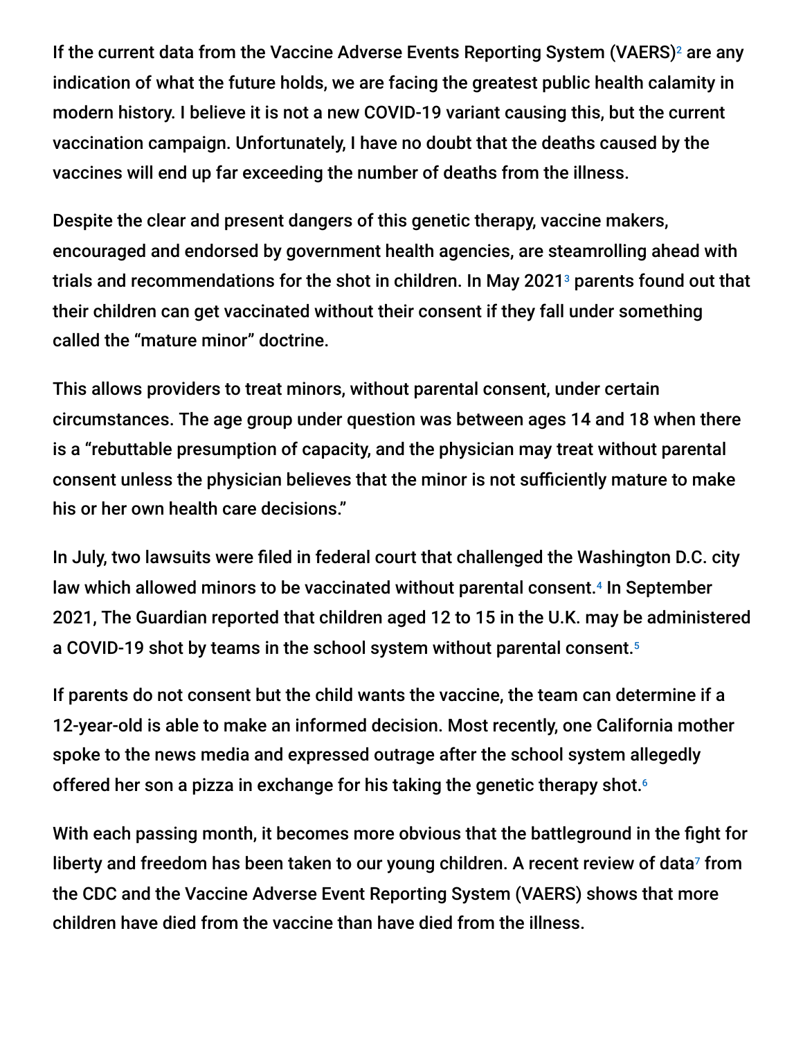If the current data from the Vaccine Adverse Events Reporting System (VAERS)[2] are any indication of what the future holds, we are facing the greatest public health calamity in modern history. I believe it is not a new COVID-19 variant causing this, but the current vaccination campaign. Unfortunately, I have no doubt that the deaths caused by the vaccines will end up far exceeding the number of deaths from the illness.

Despite the clear and present dangers of this genetic therapy, vaccine makers, encouraged and endorsed by government health agencies, are steamrolling ahead with trials and recommendations for the shot in children. In May 2021[3] parents found out that their children can get vaccinated without their consent if they fall under something called the "mature minor" doctrine.

This allows providers to treat minors, without parental consent, under certain circumstances. The age group under question was between ages 14 and 18 when there is a "rebuttable presumption of capacity, and the physician may treat without parental consent unless the physician believes that the minor is not sufficiently mature to make his or her own health care decisions."

In July, two lawsuits were filed in federal court that challenged the Washington D.C. city law which allowed minors to be vaccinated without parental consent.[4] In September 2021, The Guardian reported that children aged 12 to 15 in the U.K. may be administered a COVID-19 shot by teams in the school system without parental consent.[5]

If parents do not consent but the child wants the vaccine, the team can determine if a 12-year-old is able to make an informed decision. Most recently, one California mother spoke to the news media and expressed outrage after the school system allegedly offered her son a pizza in exchange for his taking the genetic therapy shot.[6]

With each passing month, it becomes more obvious that the battleground in the fight for liberty and freedom has been taken to our young children. A recent review of data[7] from the CDC and the Vaccine Adverse Event Reporting System (VAERS) shows that more children have died from the vaccine than have died from the illness.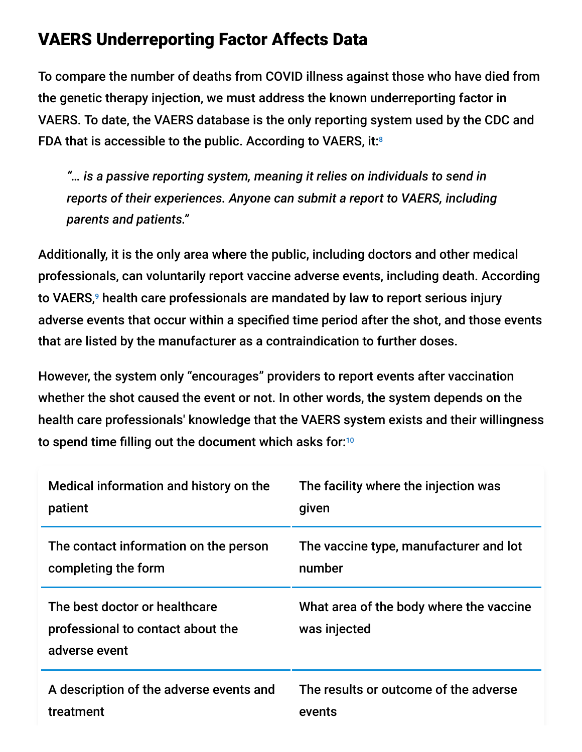## VAERS Underreporting Factor Affects Data

To compare the number of deaths from COVID illness against those who have died from the genetic therapy injection, we must address the known underreporting factor in VAERS. To date, the VAERS database is the only reporting system used by the CDC and FDA that is accessible to the public. According to VAERS, it:[8]

> *"… is a passive reporting system, meaning it relies on individuals to send in reports of their experiences. Anyone can submit a report to VAERS, including parents and patients."*

Additionally, it is the only area where the public, including doctors and other medical professionals, can voluntarily report vaccine adverse events, including death. According to VAERS,[9] health care professionals are mandated by law to report serious injury adverse events that occur within a specified time period after the shot, and those events that are listed by the manufacturer as a contraindication to further doses.

However, the system only "encourages" providers to report events after vaccination whether the shot caused the event or not. In other words, the system depends on the health care professionals' knowledge that the VAERS system exists and their willingness to spend time filling out the document which asks for:[10]

| | |
|---|---|
| Medical information and history on the patient | The facility where the injection was given |
| The contact information on the person completing the form | The vaccine type, manufacturer and lot number |
| The best doctor or healthcare professional to contact about the adverse event | What area of the body where the vaccine was injected |
| A description of the adverse events and treatment | The results or outcome of the adverse events |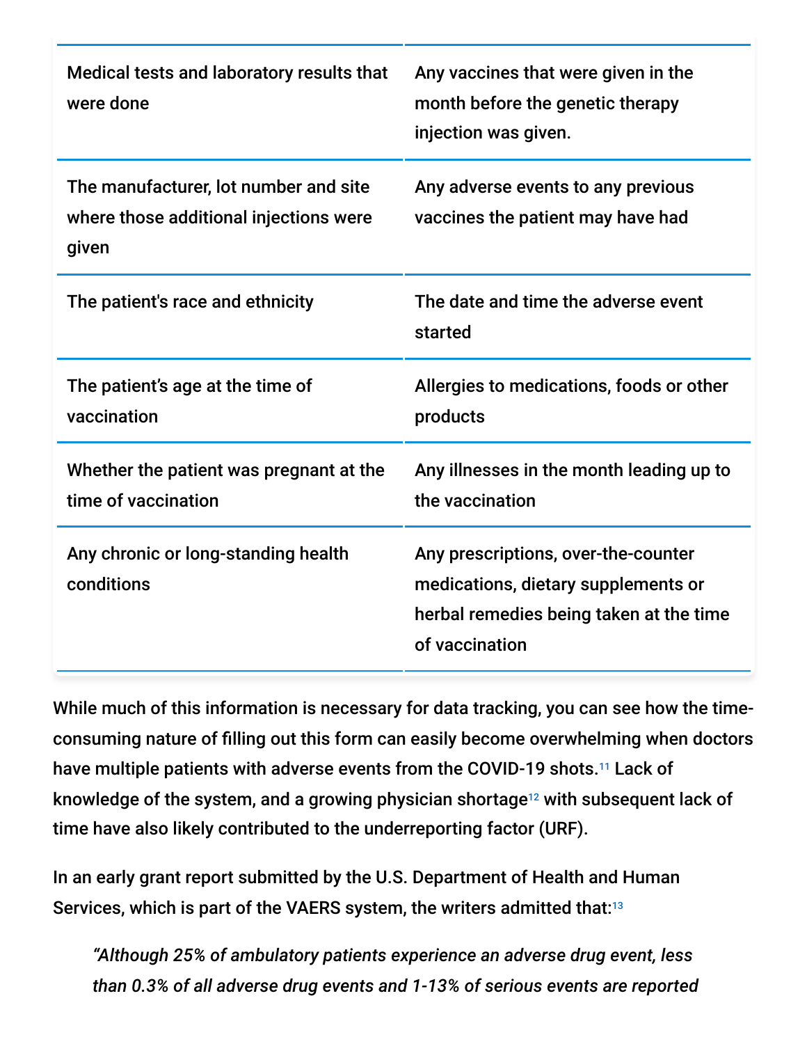| | |
|---|---|
| Medical tests and laboratory results that were done | Any vaccines that were given in the month before the genetic therapy injection was given. |
| The manufacturer, lot number and site where those additional injections were given | Any adverse events to any previous vaccines the patient may have had |
| The patient's race and ethnicity | The date and time the adverse event started |
| The patient’s age at the time of vaccination | Allergies to medications, foods or other products |
| Whether the patient was pregnant at the time of vaccination | Any illnesses in the month leading up to the vaccination |
| Any chronic or long-standing health conditions | Any prescriptions, over-the-counter medications, dietary supplements or herbal remedies being taken at the time of vaccination |

While much of this information is necessary for data tracking, you can see how the time-consuming nature of filling out this form can easily become overwhelming when doctors have multiple patients with adverse events from the COVID-19 shots.[11] Lack of knowledge of the system, and a growing physician shortage[12] with subsequent lack of time have also likely contributed to the underreporting factor (URF).

In an early grant report submitted by the U.S. Department of Health and Human Services, which is part of the VAERS system, the writers admitted that:[13]

> *“Although 25% of ambulatory patients experience an adverse drug event, less than 0.3% of all adverse drug events and 1-13% of serious events are reported*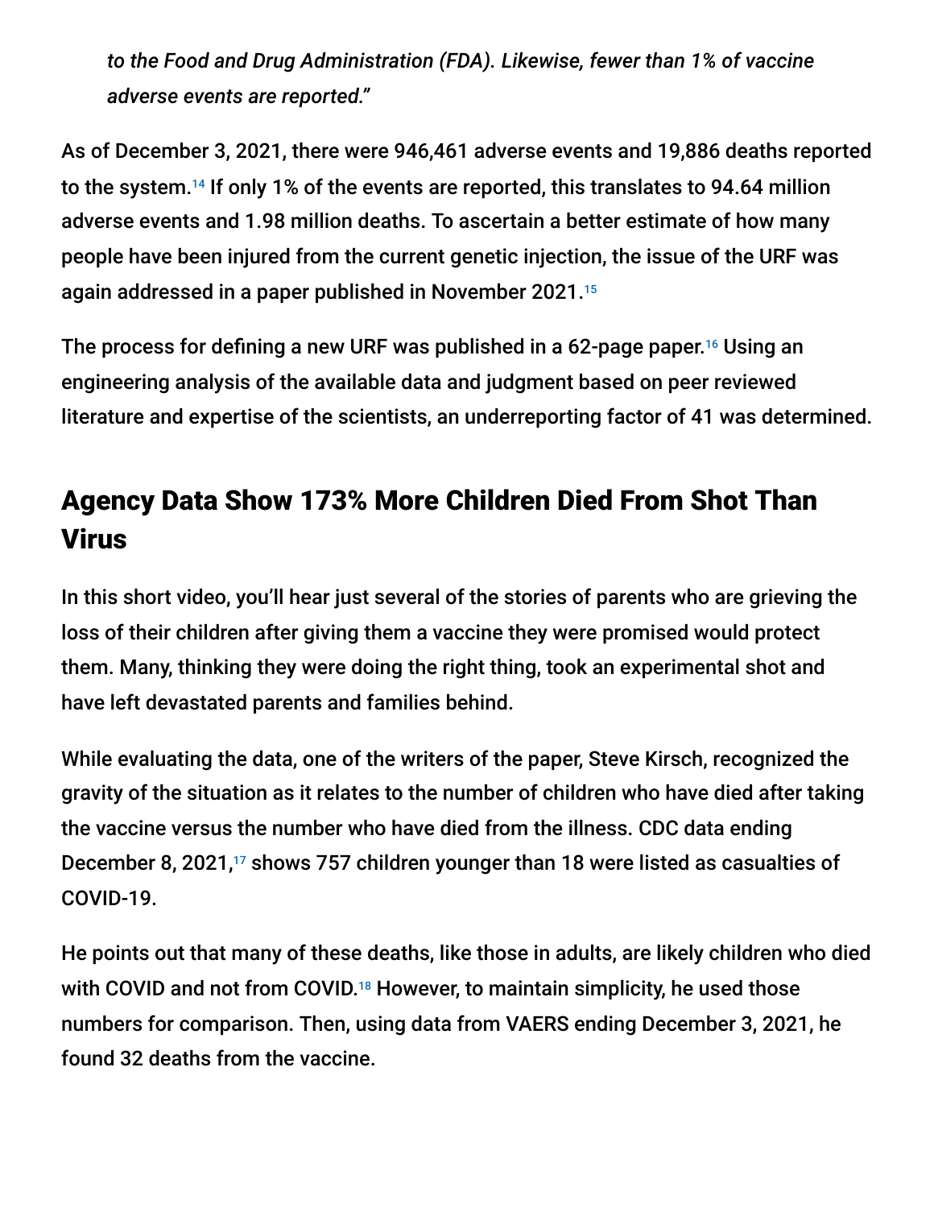*to the Food and Drug Administration (FDA). Likewise, fewer than 1% of vaccine adverse events are reported."*

As of December 3, 2021, there were 946,461 adverse events and 19,886 deaths reported to the system.[14] If only 1% of the events are reported, this translates to 94.64 million adverse events and 1.98 million deaths. To ascertain a better estimate of how many people have been injured from the current genetic injection, the issue of the URF was again addressed in a paper published in November 2021.[15]

The process for defining a new URF was published in a 62-page paper.[16] Using an engineering analysis of the available data and judgment based on peer reviewed literature and expertise of the scientists, an underreporting factor of 41 was determined.

## Agency Data Show 173% More Children Died From Shot Than Virus

In this short video, you'll hear just several of the stories of parents who are grieving the loss of their children after giving them a vaccine they were promised would protect them. Many, thinking they were doing the right thing, took an experimental shot and have left devastated parents and families behind.

While evaluating the data, one of the writers of the paper, Steve Kirsch, recognized the gravity of the situation as it relates to the number of children who have died after taking the vaccine versus the number who have died from the illness. CDC data ending December 8, 2021,[17] shows 757 children younger than 18 were listed as casualties of COVID-19.

He points out that many of these deaths, like those in adults, are likely children who died with COVID and not from COVID.[18] However, to maintain simplicity, he used those numbers for comparison. Then, using data from VAERS ending December 3, 2021, he found 32 deaths from the vaccine.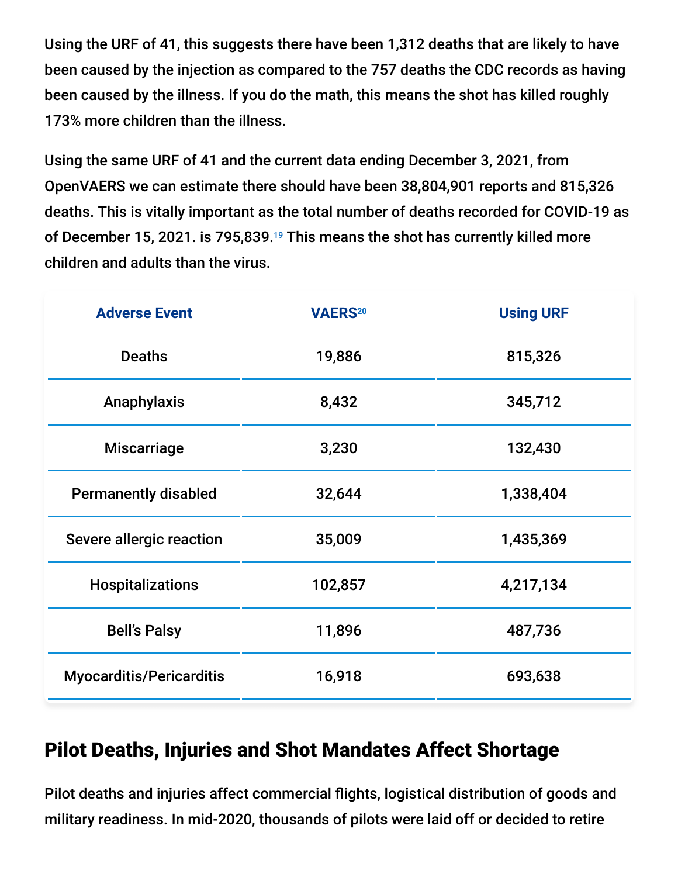Using the URF of 41, this suggests there have been 1,312 deaths that are likely to have been caused by the injection as compared to the 757 deaths the CDC records as having been caused by the illness. If you do the math, this means the shot has killed roughly 173% more children than the illness.

Using the same URF of 41 and the current data ending December 3, 2021, from OpenVAERS we can estimate there should have been 38,804,901 reports and 815,326 deaths. This is vitally important as the total number of deaths recorded for COVID-19 as of December 15, 2021. is 795,839.[19] This means the shot has currently killed more children and adults than the virus.

| Adverse Event | VAERS[20] | Using URF |
|---|---|---|
| Deaths | 19,886 | 815,326 |
| Anaphylaxis | 8,432 | 345,712 |
| Miscarriage | 3,230 | 132,430 |
| Permanently disabled | 32,644 | 1,338,404 |
| Severe allergic reaction | 35,009 | 1,435,369 |
| Hospitalizations | 102,857 | 4,217,134 |
| Bell's Palsy | 11,896 | 487,736 |
| Myocarditis/Pericarditis | 16,918 | 693,638 |

## Pilot Deaths, Injuries and Shot Mandates Affect Shortage

Pilot deaths and injuries affect commercial flights, logistical distribution of goods and military readiness. In mid-2020, thousands of pilots were laid off or decided to retire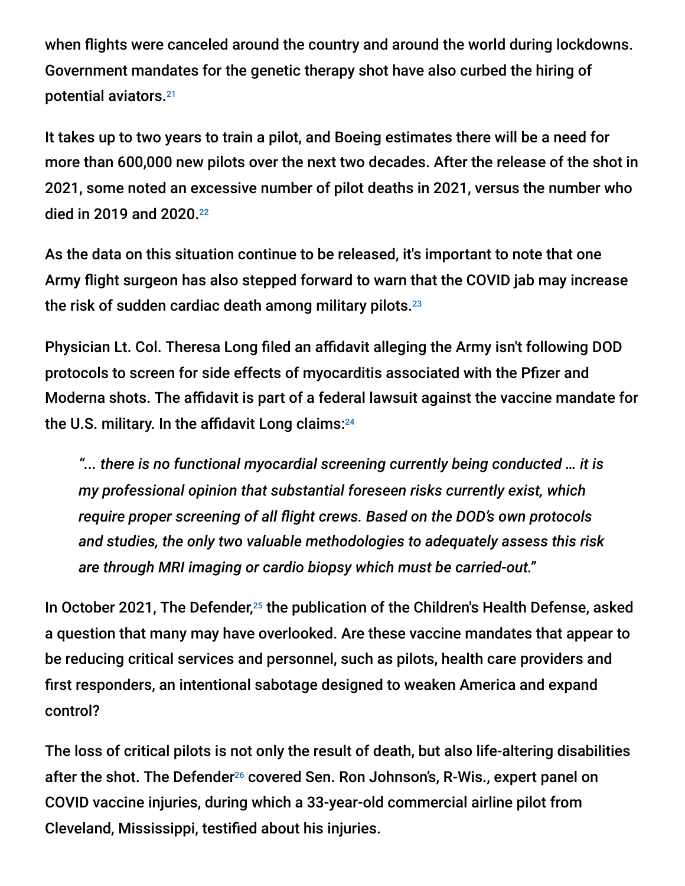when flights were canceled around the country and around the world during lockdowns. Government mandates for the genetic therapy shot have also curbed the hiring of potential aviators.[21]

It takes up to two years to train a pilot, and Boeing estimates there will be a need for more than 600,000 new pilots over the next two decades. After the release of the shot in 2021, some noted an excessive number of pilot deaths in 2021, versus the number who died in 2019 and 2020.[22]

As the data on this situation continue to be released, it's important to note that one Army flight surgeon has also stepped forward to warn that the COVID jab may increase the risk of sudden cardiac death among military pilots.[23]

Physician Lt. Col. Theresa Long filed an affidavit alleging the Army isn't following DOD protocols to screen for side effects of myocarditis associated with the Pfizer and Moderna shots. The affidavit is part of a federal lawsuit against the vaccine mandate for the U.S. military. In the affidavit Long claims:[24]

> *"... there is no functional myocardial screening currently being conducted … it is my professional opinion that substantial foreseen risks currently exist, which require proper screening of all flight crews. Based on the DOD's own protocols and studies, the only two valuable methodologies to adequately assess this risk are through MRI imaging or cardio biopsy which must be carried-out."*

In October 2021, The Defender,[25] the publication of the Children's Health Defense, asked a question that many may have overlooked. Are these vaccine mandates that appear to be reducing critical services and personnel, such as pilots, health care providers and first responders, an intentional sabotage designed to weaken America and expand control?

The loss of critical pilots is not only the result of death, but also life-altering disabilities after the shot. The Defender[26] covered Sen. Ron Johnson's, R-Wis., expert panel on COVID vaccine injuries, during which a 33-year-old commercial airline pilot from Cleveland, Mississippi, testified about his injuries.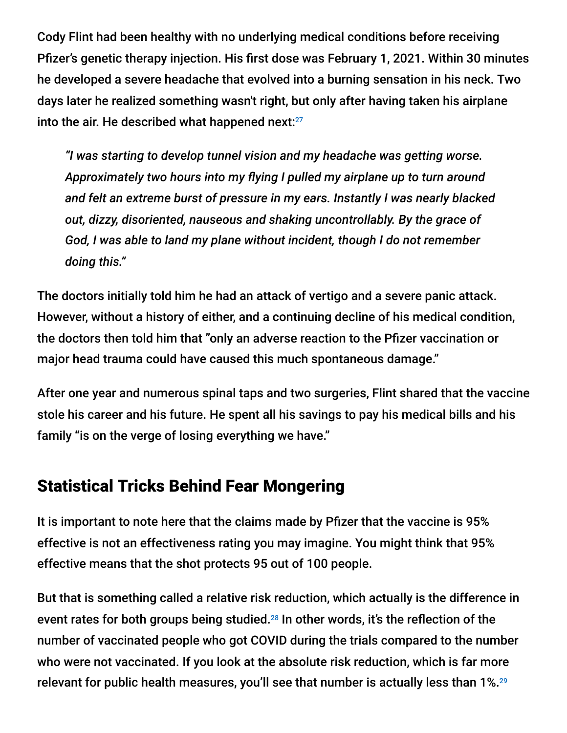Cody Flint had been healthy with no underlying medical conditions before receiving Pfizer's genetic therapy injection. His first dose was February 1, 2021. Within 30 minutes he developed a severe headache that evolved into a burning sensation in his neck. Two days later he realized something wasn't right, but only after having taken his airplane into the air. He described what happened next:[27]

> *"I was starting to develop tunnel vision and my headache was getting worse. Approximately two hours into my flying I pulled my airplane up to turn around and felt an extreme burst of pressure in my ears. Instantly I was nearly blacked out, dizzy, disoriented, nauseous and shaking uncontrollably. By the grace of God, I was able to land my plane without incident, though I do not remember doing this."*

The doctors initially told him he had an attack of vertigo and a severe panic attack. However, without a history of either, and a continuing decline of his medical condition, the doctors then told him that "only an adverse reaction to the Pfizer vaccination or major head trauma could have caused this much spontaneous damage."

After one year and numerous spinal taps and two surgeries, Flint shared that the vaccine stole his career and his future. He spent all his savings to pay his medical bills and his family "is on the verge of losing everything we have."

## Statistical Tricks Behind Fear Mongering

It is important to note here that the claims made by Pfizer that the vaccine is 95% effective is not an effectiveness rating you may imagine. You might think that 95% effective means that the shot protects 95 out of 100 people.

But that is something called a relative risk reduction, which actually is the difference in event rates for both groups being studied.[28] In other words, it's the reflection of the number of vaccinated people who got COVID during the trials compared to the number who were not vaccinated. If you look at the absolute risk reduction, which is far more relevant for public health measures, you'll see that number is actually less than 1%.[29]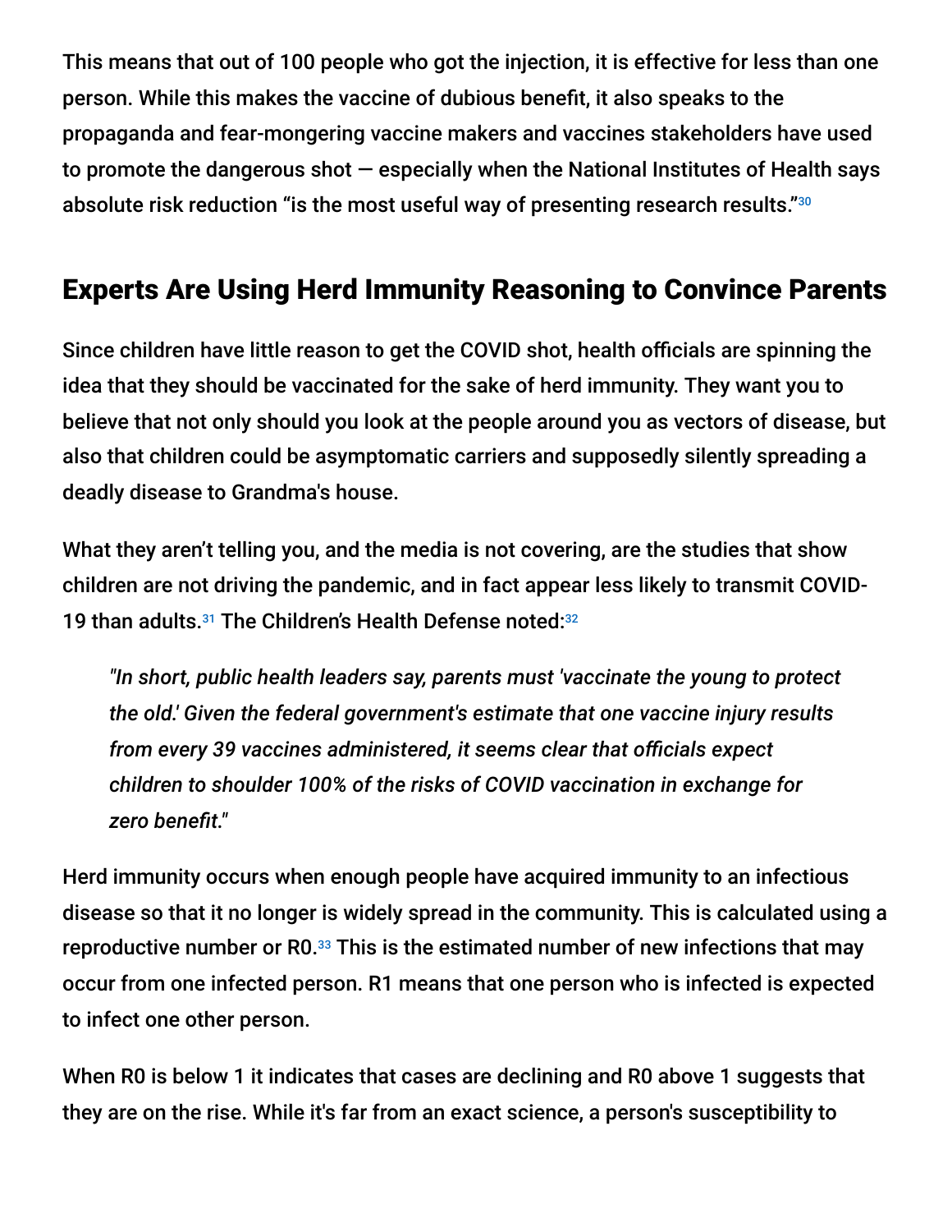This means that out of 100 people who got the injection, it is effective for less than one person. While this makes the vaccine of dubious benefit, it also speaks to the propaganda and fear-mongering vaccine makers and vaccines stakeholders have used to promote the dangerous shot — especially when the National Institutes of Health says absolute risk reduction "is the most useful way of presenting research results."[30]

## Experts Are Using Herd Immunity Reasoning to Convince Parents

Since children have little reason to get the COVID shot, health officials are spinning the idea that they should be vaccinated for the sake of herd immunity. They want you to believe that not only should you look at the people around you as vectors of disease, but also that children could be asymptomatic carriers and supposedly silently spreading a deadly disease to Grandma's house.

What they aren't telling you, and the media is not covering, are the studies that show children are not driving the pandemic, and in fact appear less likely to transmit COVID-19 than adults.[31] The Children's Health Defense noted:[32]

> *"In short, public health leaders say, parents must 'vaccinate the young to protect the old.' Given the federal government's estimate that one vaccine injury results from every 39 vaccines administered, it seems clear that officials expect children to shoulder 100% of the risks of COVID vaccination in exchange for zero benefit."*

Herd immunity occurs when enough people have acquired immunity to an infectious disease so that it no longer is widely spread in the community. This is calculated using a reproductive number or R0.[33] This is the estimated number of new infections that may occur from one infected person. R1 means that one person who is infected is expected to infect one other person.

When R0 is below 1 it indicates that cases are declining and R0 above 1 suggests that they are on the rise. While it's far from an exact science, a person's susceptibility to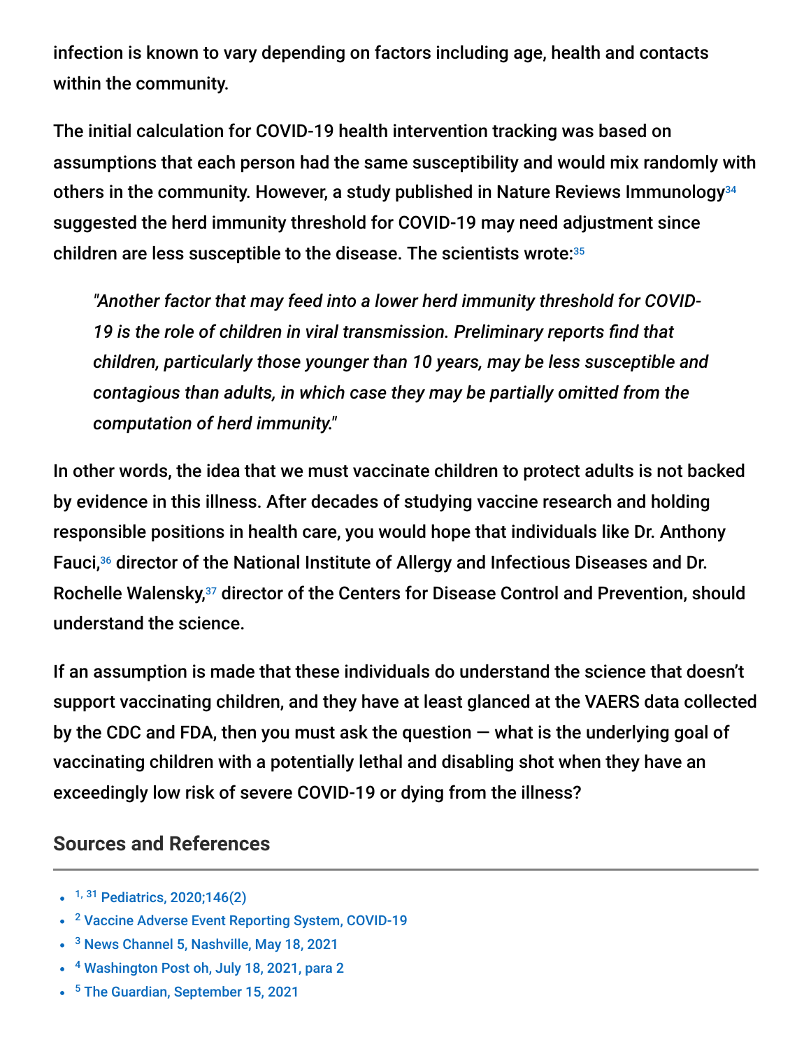infection is known to vary depending on factors including age, health and contacts within the community.

The initial calculation for COVID-19 health intervention tracking was based on assumptions that each person had the same susceptibility and would mix randomly with others in the community. However, a study published in Nature Reviews Immunology[34] suggested the herd immunity threshold for COVID-19 may need adjustment since children are less susceptible to the disease. The scientists wrote:[35]

> *"Another factor that may feed into a lower herd immunity threshold for COVID-19 is the role of children in viral transmission. Preliminary reports find that children, particularly those younger than 10 years, may be less susceptible and contagious than adults, in which case they may be partially omitted from the computation of herd immunity."*

In other words, the idea that we must vaccinate children to protect adults is not backed by evidence in this illness. After decades of studying vaccine research and holding responsible positions in health care, you would hope that individuals like Dr. Anthony Fauci,[36] director of the National Institute of Allergy and Infectious Diseases and Dr. Rochelle Walensky,[37] director of the Centers for Disease Control and Prevention, should understand the science.

If an assumption is made that these individuals do understand the science that doesn't support vaccinating children, and they have at least glanced at the VAERS data collected by the CDC and FDA, then you must ask the question — what is the underlying goal of vaccinating children with a potentially lethal and disabling shot when they have an exceedingly low risk of severe COVID-19 or dying from the illness?

## Sources and References

- [1, 31] Pediatrics, 2020;146(2)
- [2] Vaccine Adverse Event Reporting System, COVID-19
- [3] News Channel 5, Nashville, May 18, 2021
- [4] Washington Post oh, July 18, 2021, para 2
- [5] The Guardian, September 15, 2021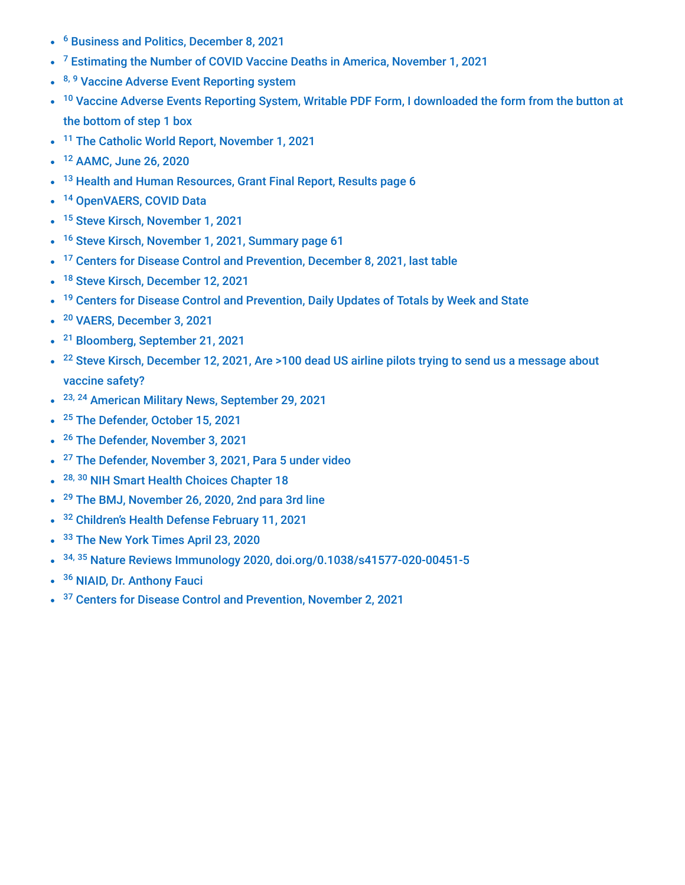- [6] Business and Politics, December 8, 2021
- [7] Estimating the Number of COVID Vaccine Deaths in America, November 1, 2021
- [8, 9] Vaccine Adverse Event Reporting system
- [10] Vaccine Adverse Events Reporting System, Writable PDF Form, I downloaded the form from the button at the bottom of step 1 box
- [11] The Catholic World Report, November 1, 2021
- [12] AAMC, June 26, 2020
- [13] Health and Human Resources, Grant Final Report, Results page 6
- [14] OpenVAERS, COVID Data
- [15] Steve Kirsch, November 1, 2021
- [16] Steve Kirsch, November 1, 2021, Summary page 61
- [17] Centers for Disease Control and Prevention, December 8, 2021, last table
- [18] Steve Kirsch, December 12, 2021
- [19] Centers for Disease Control and Prevention, Daily Updates of Totals by Week and State
- [20] VAERS, December 3, 2021
- [21] Bloomberg, September 21, 2021
- [22] Steve Kirsch, December 12, 2021, Are >100 dead US airline pilots trying to send us a message about vaccine safety?
- [23, 24] American Military News, September 29, 2021
- [25] The Defender, October 15, 2021
- [26] The Defender, November 3, 2021
- [27] The Defender, November 3, 2021, Para 5 under video
- [28, 30] NIH Smart Health Choices Chapter 18
- [29] The BMJ, November 26, 2020, 2nd para 3rd line
- [32] Children's Health Defense February 11, 2021
- [33] The New York Times April 23, 2020
- [34, 35] Nature Reviews Immunology 2020, doi.org/0.1038/s41577-020-00451-5
- [36] NIAID, Dr. Anthony Fauci
- [37] Centers for Disease Control and Prevention, November 2, 2021